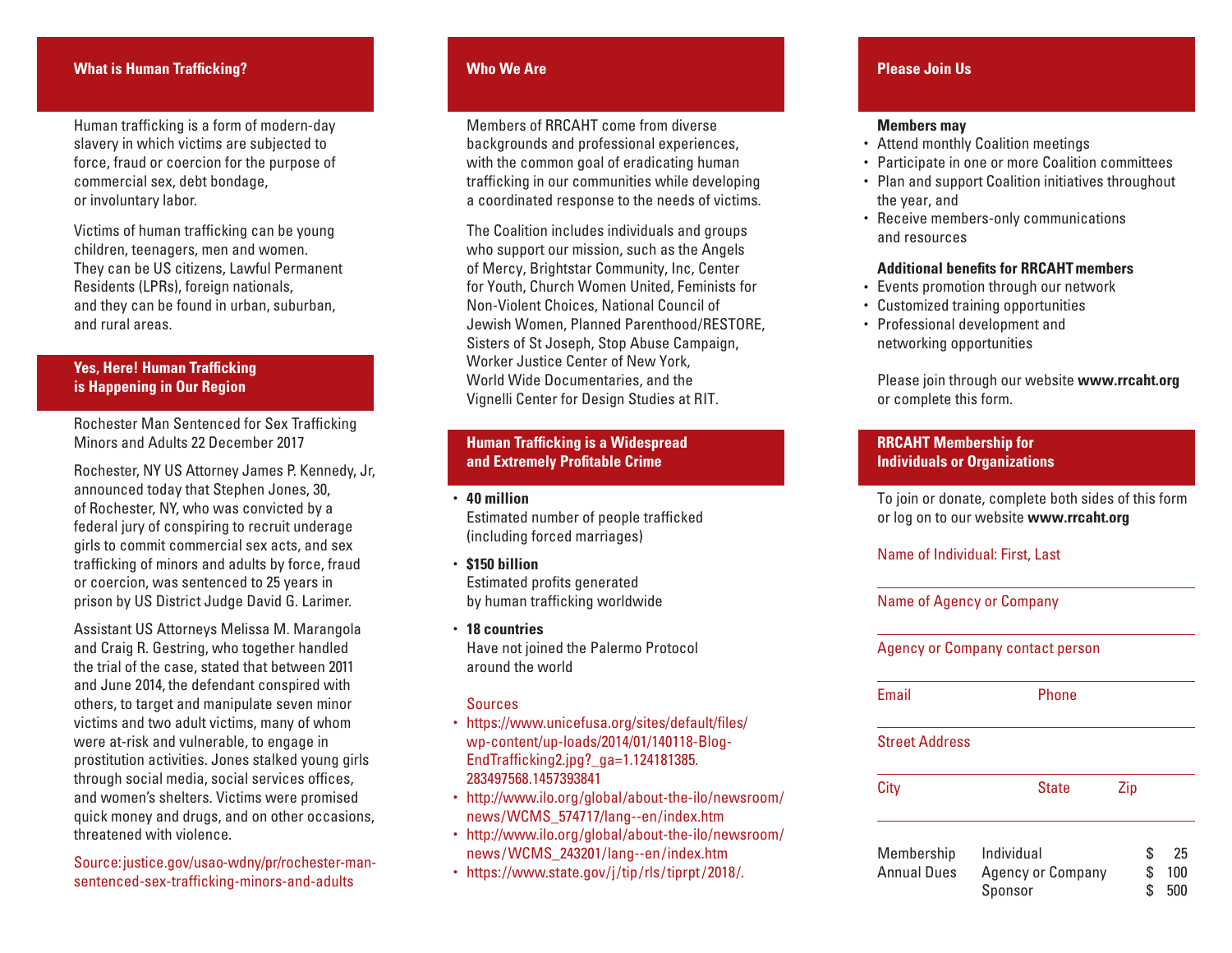## What is Human Trafficking?

Human trafficking is a form of modern-day slavery in which victims are subjected to force, fraud or coercion for the purpose of commercial sex, debt bondage, or involuntary labor.

Victims of human trafficking can be young children, teenagers, men and women. They can be US citizens, Lawful Permanent Residents (LPRs), foreign nationals, and they can be found in urban, suburban, and rural areas.

## Yes, Here! Human Trafficking is Happening in Our Region

Rochester Man Sentenced for Sex Trafficking Minors and Adults 22 December 2017

Rochester, NY US Attorney James P. Kennedy, Jr, announced today that Stephen Jones, 30, of Rochester, NY, who was convicted by a federal jury of conspiring to recruit underage girls to commit commercial sex acts, and sex trafficking of minors and adults by force, fraud or coercion, was sentenced to 25 years in prison by US District Judge David G. Larimer.

Assistant US Attorneys Melissa M. Marangola and Craig R. Gestring, who together handled the trial of the case, stated that between 2011 and June 2014, the defendant conspired with others, to target and manipulate seven minor victims and two adult victims, many of whom were at-risk and vulnerable, to engage in prostitution activities. Jones stalked young girls through social media, social services offices, and women's shelters. Victims were promised quick money and drugs, and on other occasions, threatened with violence.

Source: justice.gov/usao-wdny/pr/rochester-man-sentenced-sex-trafficking-minors-and-adults

## Who We Are

Members of RRCAHT come from diverse backgrounds and professional experiences, with the common goal of eradicating human trafficking in our communities while developing a coordinated response to the needs of victims.

The Coalition includes individuals and groups who support our mission, such as the Angels of Mercy, Brightstar Community, Inc, Center for Youth, Church Women United, Feminists for Non-Violent Choices, National Council of Jewish Women, Planned Parenthood/RESTORE, Sisters of St Joseph, Stop Abuse Campaign, Worker Justice Center of New York, World Wide Documentaries, and the Vignelli Center for Design Studies at RIT.

## Human Trafficking is a Widespread and Extremely Profitable Crime

- **40 million**
  Estimated number of people trafficked (including forced marriages)
- **$150 billion**
  Estimated profits generated by human trafficking worldwide
- **18 countries**
  Have not joined the Palermo Protocol around the world

Sources

- https://www.unicefusa.org/sites/default/files/wp-content/up-loads/2014/01/140118-Blog-EndTrafficking2.jpg?_ga=1.124181385.283497568.1457393841
- http://www.ilo.org/global/about-the-ilo/newsroom/news/WCMS_574717/lang--en/index.htm
- http://www.ilo.org/global/about-the-ilo/newsroom/news/WCMS_243201/lang--en/index.htm
- https://www.state.gov/j/tip/rls/tiprpt/2018/.

## Please Join Us

**Members may**

- Attend monthly Coalition meetings
- Participate in one or more Coalition committees
- Plan and support Coalition initiatives throughout the year, and
- Receive members-only communications and resources

**Additional benefits for RRCAHT members**

- Events promotion through our network
- Customized training opportunities
- Professional development and networking opportunities

Please join through our website **www.rrcaht.org** or complete this form.

## RRCAHT Membership for Individuals or Organizations

To join or donate, complete both sides of this form or log on to our website **www.rrcaht.org**

Name of Individual: First, Last

Name of Agency or Company

Agency or Company contact person

Email　　Phone

Street Address

City　　State　　Zip

| Membership Annual Dues | | |
|---|---|---|
| | Individual | $ 25 |
| | Agency or Company | $ 100 |
| | Sponsor | $ 500 |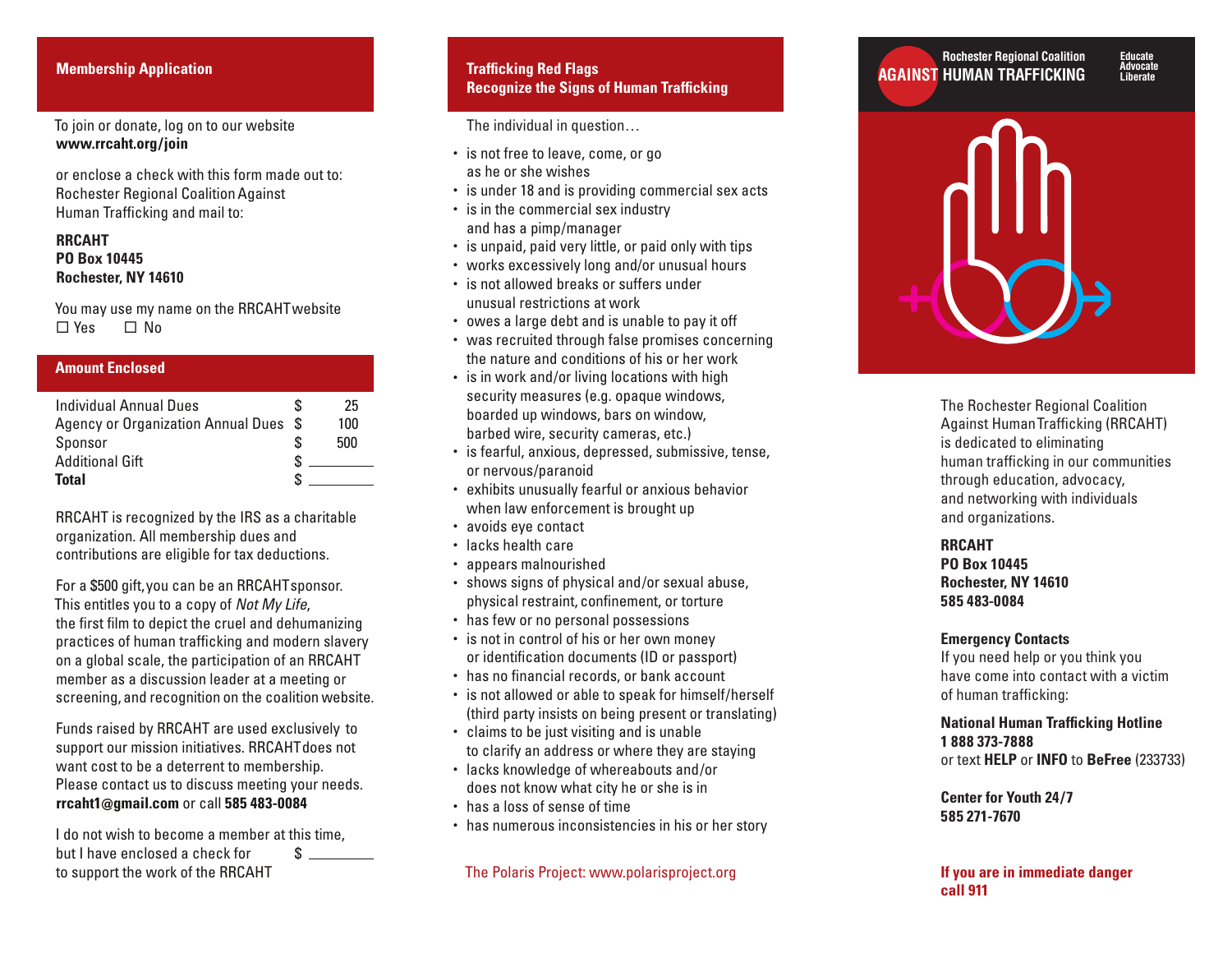## Membership Application

To join or donate, log on to our website
**www.rrcaht.org/join**

or enclose a check with this form made out to:
Rochester Regional Coalition Against
Human Trafficking and mail to:

**RRCAHT**
**PO Box 10445**
**Rochester, NY 14610**

You may use my name on the RRCAHT website
☐ Yes ☐ No

## Amount Enclosed

| | | |
|---|---|---|
| Individual Annual Dues | $ | 25 |
| Agency or Organization Annual Dues | $ | 100 |
| Sponsor | $ | 500 |
| Additional Gift | $ | ________ |
| **Total** | $ | ________ |

RRCAHT is recognized by the IRS as a charitable organization. All membership dues and contributions are eligible for tax deductions.

For a $500 gift, you can be an RRCAHT sponsor. This entitles you to a copy of *Not My Life*, the first film to depict the cruel and dehumanizing practices of human trafficking and modern slavery on a global scale, the participation of an RRCAHT member as a discussion leader at a meeting or screening, and recognition on the coalition website.

Funds raised by RRCAHT are used exclusively to support our mission initiatives. RRCAHT does not want cost to be a deterrent to membership. Please contact us to discuss meeting your needs. **rrcaht1@gmail.com** or call **585 483-0084**

I do not wish to become a member at this time, but I have enclosed a check for $ ________ to support the work of the RRCAHT

## Trafficking Red Flags
## Recognize the Signs of Human Trafficking

The individual in question…

- is not free to leave, come, or go as he or she wishes
- is under 18 and is providing commercial sex acts
- is in the commercial sex industry and has a pimp/manager
- is unpaid, paid very little, or paid only with tips
- works excessively long and/or unusual hours
- is not allowed breaks or suffers under unusual restrictions at work
- owes a large debt and is unable to pay it off
- was recruited through false promises concerning the nature and conditions of his or her work
- is in work and/or living locations with high security measures (e.g. opaque windows, boarded up windows, bars on window, barbed wire, security cameras, etc.)
- is fearful, anxious, depressed, submissive, tense, or nervous/paranoid
- exhibits unusually fearful or anxious behavior when law enforcement is brought up
- avoids eye contact
- lacks health care
- appears malnourished
- shows signs of physical and/or sexual abuse, physical restraint, confinement, or torture
- has few or no personal possessions
- is not in control of his or her own money or identification documents (ID or passport)
- has no financial records, or bank account
- is not allowed or able to speak for himself/herself (third party insists on being present or translating)
- claims to be just visiting and is unable to clarify an address or where they are staying
- lacks knowledge of whereabouts and/or does not know what city he or she is in
- has a loss of sense of time
- has numerous inconsistencies in his or her story

The Polaris Project: www.polarisproject.org

## Rochester Regional Coalition AGAINST HUMAN TRAFFICKING

Educate
Advocate
Liberate

The Rochester Regional Coalition Against Human Trafficking (RRCAHT) is dedicated to eliminating human trafficking in our communities through education, advocacy, and networking with individuals and organizations.

**RRCAHT**
**PO Box 10445**
**Rochester, NY 14610**
**585 483-0084**

**Emergency Contacts**
If you need help or you think you have come into contact with a victim of human trafficking:

**National Human Trafficking Hotline**
**1 888 373-7888**
or text **HELP** or **INFO** to **BeFree** (233733)

**Center for Youth 24/7**
**585 271-7670**

**If you are in immediate danger call 911**